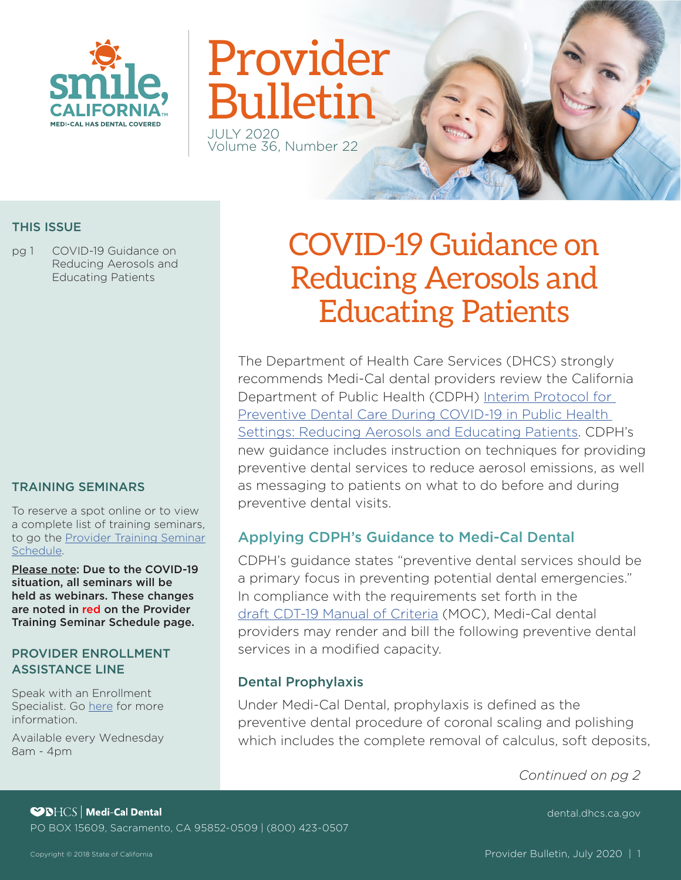# Provider Bulletin

JULY 2020
Volume 36, Number 22

## THIS ISSUE

pg 1 COVID-19 Guidance on Reducing Aerosols and Educating Patients

## TRAINING SEMINARS

To reserve a spot online or to view a complete list of training seminars, to go the Provider Training Seminar Schedule.

**Please note: Due to the COVID-19 situation, all seminars will be held as webinars. These changes are noted in red on the Provider Training Seminar Schedule page.**

## PROVIDER ENROLLMENT ASSISTANCE LINE

Speak with an Enrollment Specialist. Go here for more information.

Available every Wednesday 8am - 4pm

# COVID-19 Guidance on Reducing Aerosols and Educating Patients

The Department of Health Care Services (DHCS) strongly recommends Medi-Cal dental providers review the California Department of Public Health (CDPH) Interim Protocol for Preventive Dental Care During COVID-19 in Public Health Settings: Reducing Aerosols and Educating Patients. CDPH's new guidance includes instruction on techniques for providing preventive dental services to reduce aerosol emissions, as well as messaging to patients on what to do before and during preventive dental visits.

## Applying CDPH's Guidance to Medi-Cal Dental

CDPH's guidance states "preventive dental services should be a primary focus in preventing potential dental emergencies." In compliance with the requirements set forth in the draft CDT-19 Manual of Criteria (MOC), Medi-Cal dental providers may render and bill the following preventive dental services in a modified capacity.

### Dental Prophylaxis

Under Medi-Cal Dental, prophylaxis is defined as the preventive dental procedure of coronal scaling and polishing which includes the complete removal of calculus, soft deposits,

*Continued on pg 2*

DHCS | Medi-Cal Dental
PO BOX 15609, Sacramento, CA 95852-0509 | (800) 423-0507

dental.dhcs.ca.gov

Copyright © 2018 State of California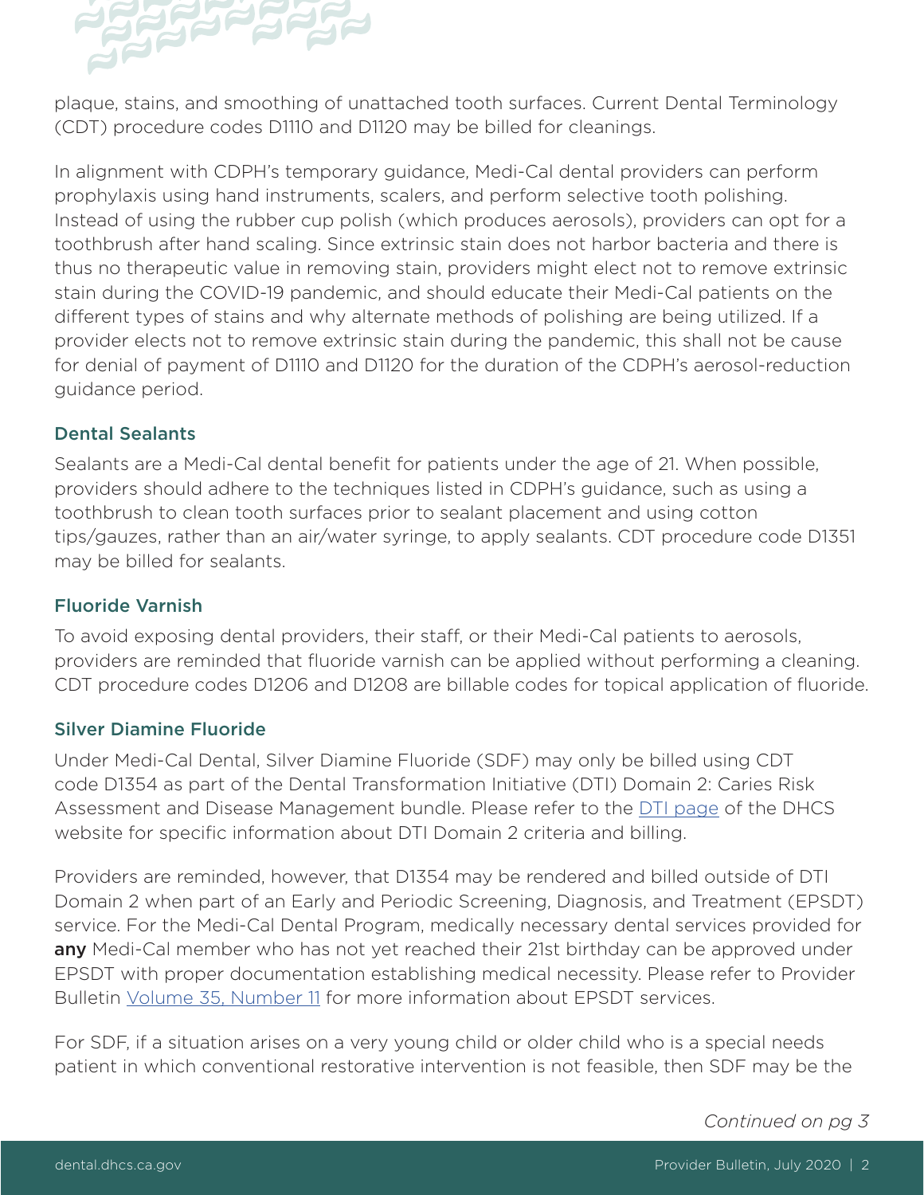plaque, stains, and smoothing of unattached tooth surfaces. Current Dental Terminology (CDT) procedure codes D1110 and D1120 may be billed for cleanings.

In alignment with CDPH's temporary guidance, Medi-Cal dental providers can perform prophylaxis using hand instruments, scalers, and perform selective tooth polishing. Instead of using the rubber cup polish (which produces aerosols), providers can opt for a toothbrush after hand scaling. Since extrinsic stain does not harbor bacteria and there is thus no therapeutic value in removing stain, providers might elect not to remove extrinsic stain during the COVID-19 pandemic, and should educate their Medi-Cal patients on the different types of stains and why alternate methods of polishing are being utilized. If a provider elects not to remove extrinsic stain during the pandemic, this shall not be cause for denial of payment of D1110 and D1120 for the duration of the CDPH's aerosol-reduction guidance period.

### Dental Sealants

Sealants are a Medi-Cal dental benefit for patients under the age of 21. When possible, providers should adhere to the techniques listed in CDPH's guidance, such as using a toothbrush to clean tooth surfaces prior to sealant placement and using cotton tips/gauzes, rather than an air/water syringe, to apply sealants. CDT procedure code D1351 may be billed for sealants.

### Fluoride Varnish

To avoid exposing dental providers, their staff, or their Medi-Cal patients to aerosols, providers are reminded that fluoride varnish can be applied without performing a cleaning. CDT procedure codes D1206 and D1208 are billable codes for topical application of fluoride.

### Silver Diamine Fluoride

Under Medi-Cal Dental, Silver Diamine Fluoride (SDF) may only be billed using CDT code D1354 as part of the Dental Transformation Initiative (DTI) Domain 2: Caries Risk Assessment and Disease Management bundle. Please refer to the DTI page of the DHCS website for specific information about DTI Domain 2 criteria and billing.

Providers are reminded, however, that D1354 may be rendered and billed outside of DTI Domain 2 when part of an Early and Periodic Screening, Diagnosis, and Treatment (EPSDT) service. For the Medi-Cal Dental Program, medically necessary dental services provided for **any** Medi-Cal member who has not yet reached their 21st birthday can be approved under EPSDT with proper documentation establishing medical necessity. Please refer to Provider Bulletin Volume 35, Number 11 for more information about EPSDT services.

For SDF, if a situation arises on a very young child or older child who is a special needs patient in which conventional restorative intervention is not feasible, then SDF may be the

*Continued on pg 3*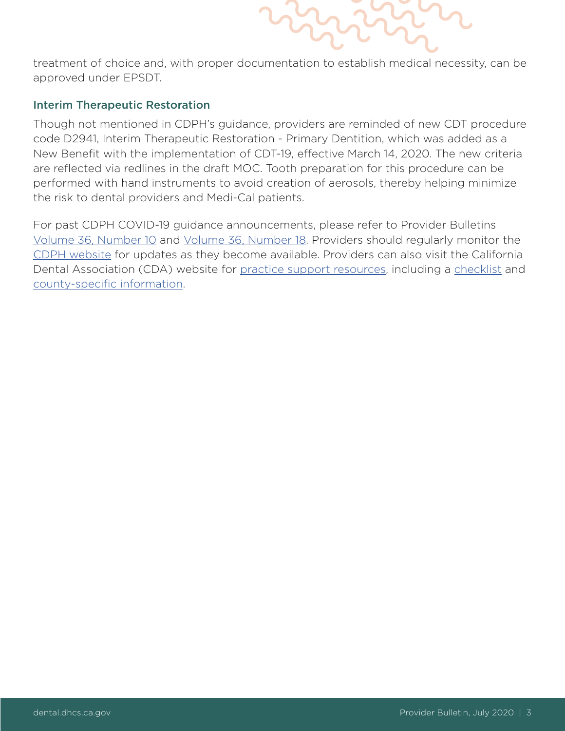treatment of choice and, with proper documentation to establish medical necessity, can be approved under EPSDT.

### Interim Therapeutic Restoration

Though not mentioned in CDPH's guidance, providers are reminded of new CDT procedure code D2941, Interim Therapeutic Restoration - Primary Dentition, which was added as a New Benefit with the implementation of CDT-19, effective March 14, 2020. The new criteria are reflected via redlines in the draft MOC. Tooth preparation for this procedure can be performed with hand instruments to avoid creation of aerosols, thereby helping minimize the risk to dental providers and Medi-Cal patients.

For past CDPH COVID-19 guidance announcements, please refer to Provider Bulletins Volume 36, Number 10 and Volume 36, Number 18. Providers should regularly monitor the CDPH website for updates as they become available. Providers can also visit the California Dental Association (CDA) website for practice support resources, including a checklist and county-specific information.